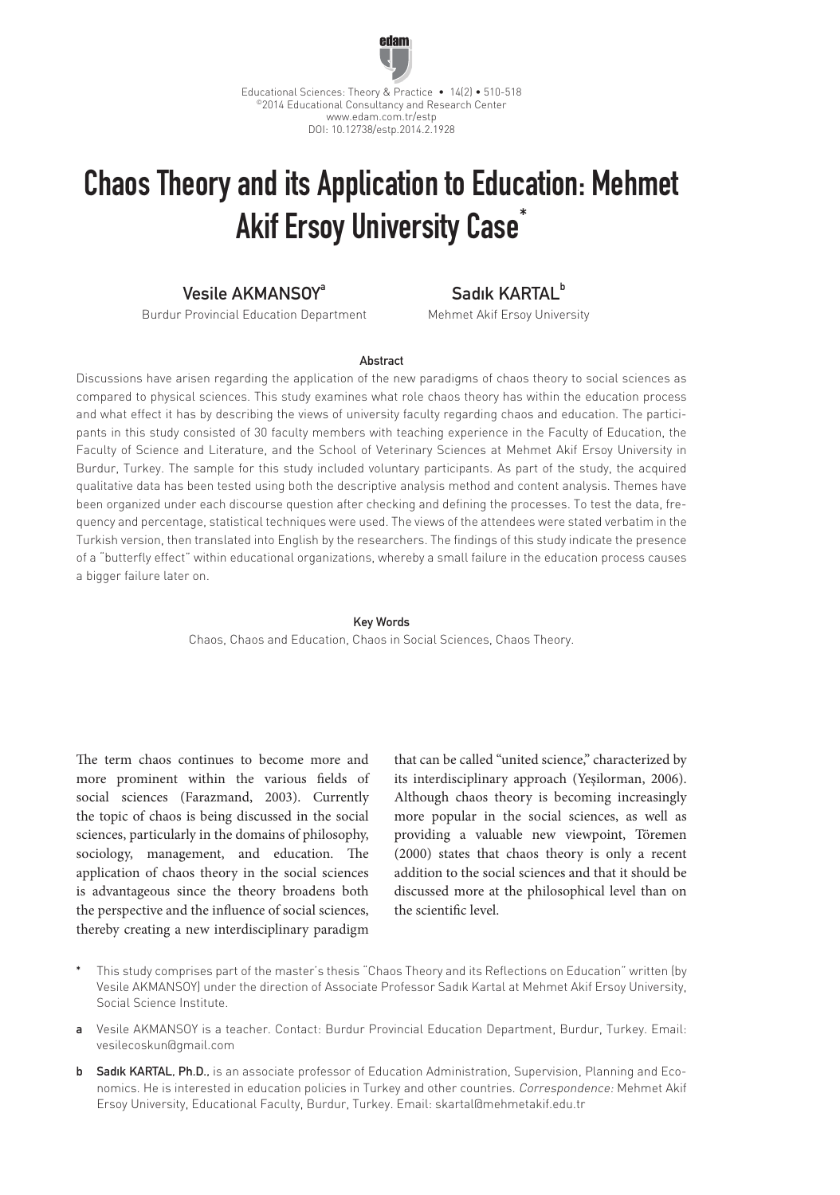# Chaos Theory and its Application to Education: Mehmet Akif Ersoy University Case[*]

**Vesile AKMANSOY**[a]
Burdur Provincial Education Department

**Sadık KARTAL**[b]
Mehmet Akif Ersoy University

### Abstract

Discussions have arisen regarding the application of the new paradigms of chaos theory to social sciences as compared to physical sciences. This study examines what role chaos theory has within the education process and what effect it has by describing the views of university faculty regarding chaos and education. The participants in this study consisted of 30 faculty members with teaching experience in the Faculty of Education, the Faculty of Science and Literature, and the School of Veterinary Sciences at Mehmet Akif Ersoy University in Burdur, Turkey. The sample for this study included voluntary participants. As part of the study, the acquired qualitative data has been tested using both the descriptive analysis method and content analysis. Themes have been organized under each discourse question after checking and defining the processes. To test the data, frequency and percentage, statistical techniques were used. The views of the attendees were stated verbatim in the Turkish version, then translated into English by the researchers. The findings of this study indicate the presence of a "butterfly effect" within educational organizations, whereby a small failure in the education process causes a bigger failure later on.

### Key Words

Chaos, Chaos and Education, Chaos in Social Sciences, Chaos Theory.

The term chaos continues to become more and more prominent within the various fields of social sciences (Farazmand, 2003). Currently the topic of chaos is being discussed in the social sciences, particularly in the domains of philosophy, sociology, management, and education. The application of chaos theory in the social sciences is advantageous since the theory broadens both the perspective and the influence of social sciences, thereby creating a new interdisciplinary paradigm that can be called "united science," characterized by its interdisciplinary approach (Yeşilorman, 2006). Although chaos theory is becoming increasingly more popular in the social sciences, as well as providing a valuable new viewpoint, Töremen (2000) states that chaos theory is only a recent addition to the social sciences and that it should be discussed more at the philosophical level than on the scientific level.

\* This study comprises part of the master's thesis "Chaos Theory and its Reflections on Education" written (by Vesile AKMANSOY) under the direction of Associate Professor Sadık Kartal at Mehmet Akif Ersoy University, Social Science Institute.

**a** Vesile AKMANSOY is a teacher. Contact: Burdur Provincial Education Department, Burdur, Turkey. Email: vesilecoskun@gmail.com

**b** **Sadık KARTAL, Ph.D.**, is an associate professor of Education Administration, Supervision, Planning and Economics. He is interested in education policies in Turkey and other countries. *Correspondence:* Mehmet Akif Ersoy University, Educational Faculty, Burdur, Turkey. Email: skartal@mehmetakif.edu.tr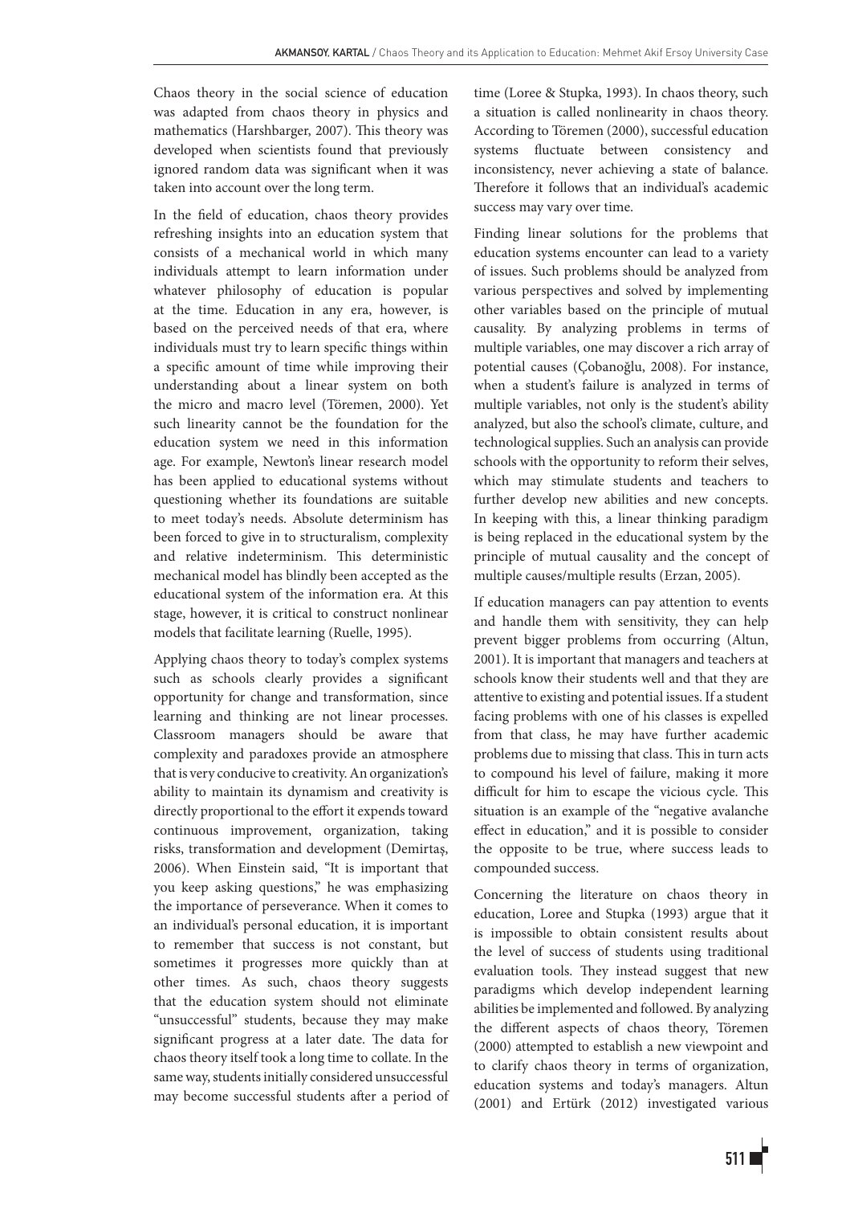Chaos theory in the social science of education was adapted from chaos theory in physics and mathematics (Harshbarger, 2007). This theory was developed when scientists found that previously ignored random data was significant when it was taken into account over the long term.

In the field of education, chaos theory provides refreshing insights into an education system that consists of a mechanical world in which many individuals attempt to learn information under whatever philosophy of education is popular at the time. Education in any era, however, is based on the perceived needs of that era, where individuals must try to learn specific things within a specific amount of time while improving their understanding about a linear system on both the micro and macro level (Töremen, 2000). Yet such linearity cannot be the foundation for the education system we need in this information age. For example, Newton's linear research model has been applied to educational systems without questioning whether its foundations are suitable to meet today's needs. Absolute determinism has been forced to give in to structuralism, complexity and relative indeterminism. This deterministic mechanical model has blindly been accepted as the educational system of the information era. At this stage, however, it is critical to construct nonlinear models that facilitate learning (Ruelle, 1995).

Applying chaos theory to today's complex systems such as schools clearly provides a significant opportunity for change and transformation, since learning and thinking are not linear processes. Classroom managers should be aware that complexity and paradoxes provide an atmosphere that is very conducive to creativity. An organization's ability to maintain its dynamism and creativity is directly proportional to the effort it expends toward continuous improvement, organization, taking risks, transformation and development (Demirtaş, 2006). When Einstein said, "It is important that you keep asking questions," he was emphasizing the importance of perseverance. When it comes to an individual's personal education, it is important to remember that success is not constant, but sometimes it progresses more quickly than at other times. As such, chaos theory suggests that the education system should not eliminate "unsuccessful" students, because they may make significant progress at a later date. The data for chaos theory itself took a long time to collate. In the same way, students initially considered unsuccessful may become successful students after a period of time (Loree & Stupka, 1993). In chaos theory, such a situation is called nonlinearity in chaos theory. According to Töremen (2000), successful education systems fluctuate between consistency and inconsistency, never achieving a state of balance. Therefore it follows that an individual's academic success may vary over time.

Finding linear solutions for the problems that education systems encounter can lead to a variety of issues. Such problems should be analyzed from various perspectives and solved by implementing other variables based on the principle of mutual causality. By analyzing problems in terms of multiple variables, one may discover a rich array of potential causes (Çobanoğlu, 2008). For instance, when a student's failure is analyzed in terms of multiple variables, not only is the student's ability analyzed, but also the school's climate, culture, and technological supplies. Such an analysis can provide schools with the opportunity to reform their selves, which may stimulate students and teachers to further develop new abilities and new concepts. In keeping with this, a linear thinking paradigm is being replaced in the educational system by the principle of mutual causality and the concept of multiple causes/multiple results (Erzan, 2005).

If education managers can pay attention to events and handle them with sensitivity, they can help prevent bigger problems from occurring (Altun, 2001). It is important that managers and teachers at schools know their students well and that they are attentive to existing and potential issues. If a student facing problems with one of his classes is expelled from that class, he may have further academic problems due to missing that class. This in turn acts to compound his level of failure, making it more difficult for him to escape the vicious cycle. This situation is an example of the "negative avalanche effect in education," and it is possible to consider the opposite to be true, where success leads to compounded success.

Concerning the literature on chaos theory in education, Loree and Stupka (1993) argue that it is impossible to obtain consistent results about the level of success of students using traditional evaluation tools. They instead suggest that new paradigms which develop independent learning abilities be implemented and followed. By analyzing the different aspects of chaos theory, Töremen (2000) attempted to establish a new viewpoint and to clarify chaos theory in terms of organization, education systems and today's managers. Altun (2001) and Ertürk (2012) investigated various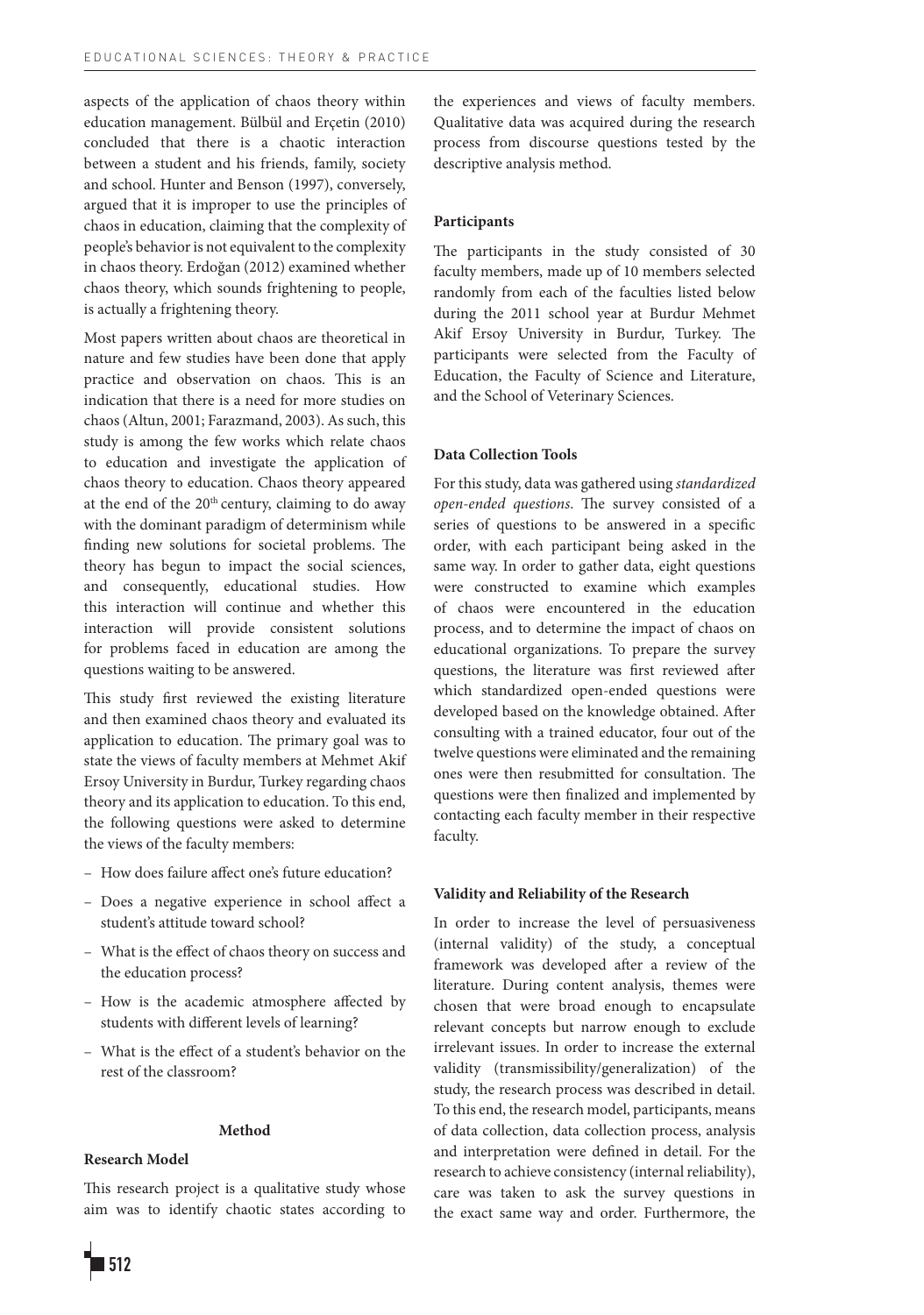aspects of the application of chaos theory within education management. Bülbül and Erçetin (2010) concluded that there is a chaotic interaction between a student and his friends, family, society and school. Hunter and Benson (1997), conversely, argued that it is improper to use the principles of chaos in education, claiming that the complexity of people's behavior is not equivalent to the complexity in chaos theory. Erdoğan (2012) examined whether chaos theory, which sounds frightening to people, is actually a frightening theory.

Most papers written about chaos are theoretical in nature and few studies have been done that apply practice and observation on chaos. This is an indication that there is a need for more studies on chaos (Altun, 2001; Farazmand, 2003). As such, this study is among the few works which relate chaos to education and investigate the application of chaos theory to education. Chaos theory appeared at the end of the 20th century, claiming to do away with the dominant paradigm of determinism while finding new solutions for societal problems. The theory has begun to impact the social sciences, and consequently, educational studies. How this interaction will continue and whether this interaction will provide consistent solutions for problems faced in education are among the questions waiting to be answered.

This study first reviewed the existing literature and then examined chaos theory and evaluated its application to education. The primary goal was to state the views of faculty members at Mehmet Akif Ersoy University in Burdur, Turkey regarding chaos theory and its application to education. To this end, the following questions were asked to determine the views of the faculty members:

- How does failure affect one's future education?
- Does a negative experience in school affect a student's attitude toward school?
- What is the effect of chaos theory on success and the education process?
- How is the academic atmosphere affected by students with different levels of learning?
- What is the effect of a student's behavior on the rest of the classroom?

## Method

### Research Model

This research project is a qualitative study whose aim was to identify chaotic states according to the experiences and views of faculty members. Qualitative data was acquired during the research process from discourse questions tested by the descriptive analysis method.

### Participants

The participants in the study consisted of 30 faculty members, made up of 10 members selected randomly from each of the faculties listed below during the 2011 school year at Burdur Mehmet Akif Ersoy University in Burdur, Turkey. The participants were selected from the Faculty of Education, the Faculty of Science and Literature, and the School of Veterinary Sciences.

### Data Collection Tools

For this study, data was gathered using *standardized open-ended questions*. The survey consisted of a series of questions to be answered in a specific order, with each participant being asked in the same way. In order to gather data, eight questions were constructed to examine which examples of chaos were encountered in the education process, and to determine the impact of chaos on educational organizations. To prepare the survey questions, the literature was first reviewed after which standardized open-ended questions were developed based on the knowledge obtained. After consulting with a trained educator, four out of the twelve questions were eliminated and the remaining ones were then resubmitted for consultation. The questions were then finalized and implemented by contacting each faculty member in their respective faculty.

### Validity and Reliability of the Research

In order to increase the level of persuasiveness (internal validity) of the study, a conceptual framework was developed after a review of the literature. During content analysis, themes were chosen that were broad enough to encapsulate relevant concepts but narrow enough to exclude irrelevant issues. In order to increase the external validity (transmissibility/generalization) of the study, the research process was described in detail. To this end, the research model, participants, means of data collection, data collection process, analysis and interpretation were defined in detail. For the research to achieve consistency (internal reliability), care was taken to ask the survey questions in the exact same way and order. Furthermore, the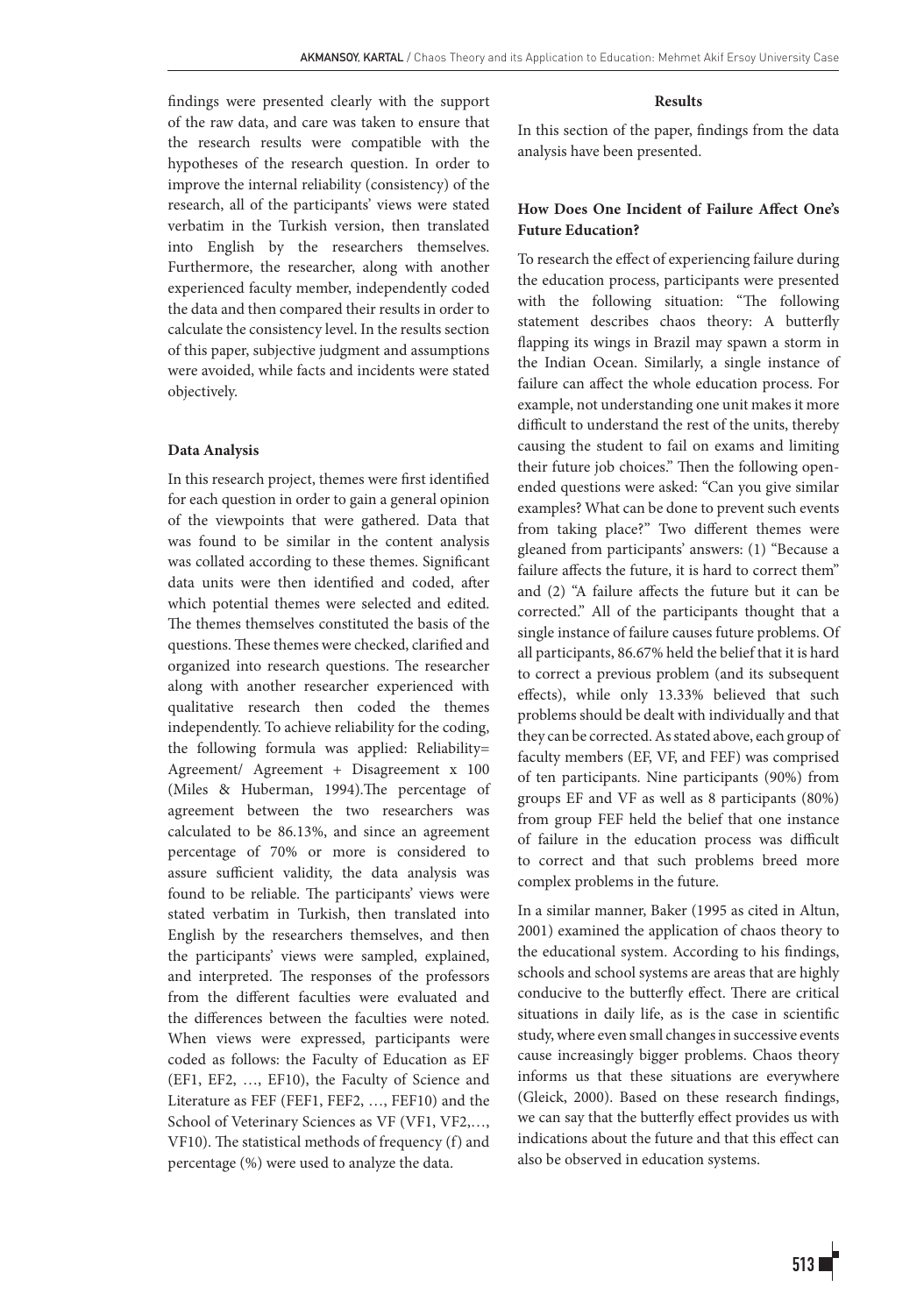findings were presented clearly with the support of the raw data, and care was taken to ensure that the research results were compatible with the hypotheses of the research question. In order to improve the internal reliability (consistency) of the research, all of the participants' views were stated verbatim in the Turkish version, then translated into English by the researchers themselves. Furthermore, the researcher, along with another experienced faculty member, independently coded the data and then compared their results in order to calculate the consistency level. In the results section of this paper, subjective judgment and assumptions were avoided, while facts and incidents were stated objectively.

**Data Analysis**

In this research project, themes were first identified for each question in order to gain a general opinion of the viewpoints that were gathered. Data that was found to be similar in the content analysis was collated according to these themes. Significant data units were then identified and coded, after which potential themes were selected and edited. The themes themselves constituted the basis of the questions. These themes were checked, clarified and organized into research questions. The researcher along with another researcher experienced with qualitative research then coded the themes independently. To achieve reliability for the coding, the following formula was applied: Reliability= Agreement/ Agreement + Disagreement x 100 (Miles & Huberman, 1994).The percentage of agreement between the two researchers was calculated to be 86.13%, and since an agreement percentage of 70% or more is considered to assure sufficient validity, the data analysis was found to be reliable. The participants' views were stated verbatim in Turkish, then translated into English by the researchers themselves, and then the participants' views were sampled, explained, and interpreted. The responses of the professors from the different faculties were evaluated and the differences between the faculties were noted. When views were expressed, participants were coded as follows: the Faculty of Education as EF (EF1, EF2, …, EF10), the Faculty of Science and Literature as FEF (FEF1, FEF2, …, FEF10) and the School of Veterinary Sciences as VF (VF1, VF2,…, VF10). The statistical methods of frequency (f) and percentage (%) were used to analyze the data.

## Results

In this section of the paper, findings from the data analysis have been presented.

### How Does One Incident of Failure Affect One's Future Education?

To research the effect of experiencing failure during the education process, participants were presented with the following situation: "The following statement describes chaos theory: A butterfly flapping its wings in Brazil may spawn a storm in the Indian Ocean. Similarly, a single instance of failure can affect the whole education process. For example, not understanding one unit makes it more difficult to understand the rest of the units, thereby causing the student to fail on exams and limiting their future job choices." Then the following open-ended questions were asked: "Can you give similar examples? What can be done to prevent such events from taking place?" Two different themes were gleaned from participants' answers: (1) "Because a failure affects the future, it is hard to correct them" and (2) "A failure affects the future but it can be corrected." All of the participants thought that a single instance of failure causes future problems. Of all participants, 86.67% held the belief that it is hard to correct a previous problem (and its subsequent effects), while only 13.33% believed that such problems should be dealt with individually and that they can be corrected. As stated above, each group of faculty members (EF, VF, and FEF) was comprised of ten participants. Nine participants (90%) from groups EF and VF as well as 8 participants (80%) from group FEF held the belief that one instance of failure in the education process was difficult to correct and that such problems breed more complex problems in the future.

In a similar manner, Baker (1995 as cited in Altun, 2001) examined the application of chaos theory to the educational system. According to his findings, schools and school systems are areas that are highly conducive to the butterfly effect. There are critical situations in daily life, as is the case in scientific study, where even small changes in successive events cause increasingly bigger problems. Chaos theory informs us that these situations are everywhere (Gleick, 2000). Based on these research findings, we can say that the butterfly effect provides us with indications about the future and that this effect can also be observed in education systems.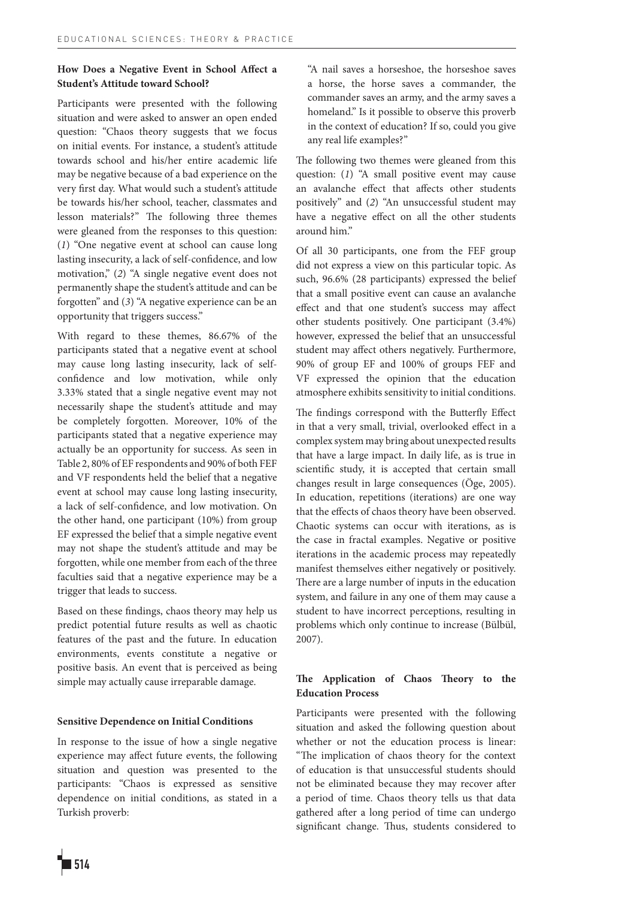### How Does a Negative Event in School Affect a Student's Attitude toward School?

Participants were presented with the following situation and were asked to answer an open ended question: "Chaos theory suggests that we focus on initial events. For instance, a student's attitude towards school and his/her entire academic life may be negative because of a bad experience on the very first day. What would such a student's attitude be towards his/her school, teacher, classmates and lesson materials?" The following three themes were gleaned from the responses to this question: (*1*) "One negative event at school can cause long lasting insecurity, a lack of self-confidence, and low motivation," (*2*) "A single negative event does not permanently shape the student's attitude and can be forgotten" and (*3*) "A negative experience can be an opportunity that triggers success."

With regard to these themes, 86.67% of the participants stated that a negative event at school may cause long lasting insecurity, lack of self-confidence and low motivation, while only 3.33% stated that a single negative event may not necessarily shape the student's attitude and may be completely forgotten. Moreover, 10% of the participants stated that a negative experience may actually be an opportunity for success. As seen in Table 2, 80% of EF respondents and 90% of both FEF and VF respondents held the belief that a negative event at school may cause long lasting insecurity, a lack of self-confidence, and low motivation. On the other hand, one participant (10%) from group EF expressed the belief that a simple negative event may not shape the student's attitude and may be forgotten, while one member from each of the three faculties said that a negative experience may be a trigger that leads to success.

Based on these findings, chaos theory may help us predict potential future results as well as chaotic features of the past and the future. In education environments, events constitute a negative or positive basis. An event that is perceived as being simple may actually cause irreparable damage.

### Sensitive Dependence on Initial Conditions

In response to the issue of how a single negative experience may affect future events, the following situation and question was presented to the participants: "Chaos is expressed as sensitive dependence on initial conditions, as stated in a Turkish proverb:

> "A nail saves a horseshoe, the horseshoe saves a horse, the horse saves a commander, the commander saves an army, and the army saves a homeland." Is it possible to observe this proverb in the context of education? If so, could you give any real life examples?"

The following two themes were gleaned from this question: (*1*) "A small positive event may cause an avalanche effect that affects other students positively" and (*2*) "An unsuccessful student may have a negative effect on all the other students around him."

Of all 30 participants, one from the FEF group did not express a view on this particular topic. As such, 96.6% (28 participants) expressed the belief that a small positive event can cause an avalanche effect and that one student's success may affect other students positively. One participant (3.4%) however, expressed the belief that an unsuccessful student may affect others negatively. Furthermore, 90% of group EF and 100% of groups FEF and VF expressed the opinion that the education atmosphere exhibits sensitivity to initial conditions.

The findings correspond with the Butterfly Effect in that a very small, trivial, overlooked effect in a complex system may bring about unexpected results that have a large impact. In daily life, as is true in scientific study, it is accepted that certain small changes result in large consequences (Öge, 2005). In education, repetitions (iterations) are one way that the effects of chaos theory have been observed. Chaotic systems can occur with iterations, as is the case in fractal examples. Negative or positive iterations in the academic process may repeatedly manifest themselves either negatively or positively. There are a large number of inputs in the education system, and failure in any one of them may cause a student to have incorrect perceptions, resulting in problems which only continue to increase (Bülbül, 2007).

### The Application of Chaos Theory to the Education Process

Participants were presented with the following situation and asked the following question about whether or not the education process is linear: "The implication of chaos theory for the context of education is that unsuccessful students should not be eliminated because they may recover after a period of time. Chaos theory tells us that data gathered after a long period of time can undergo significant change. Thus, students considered to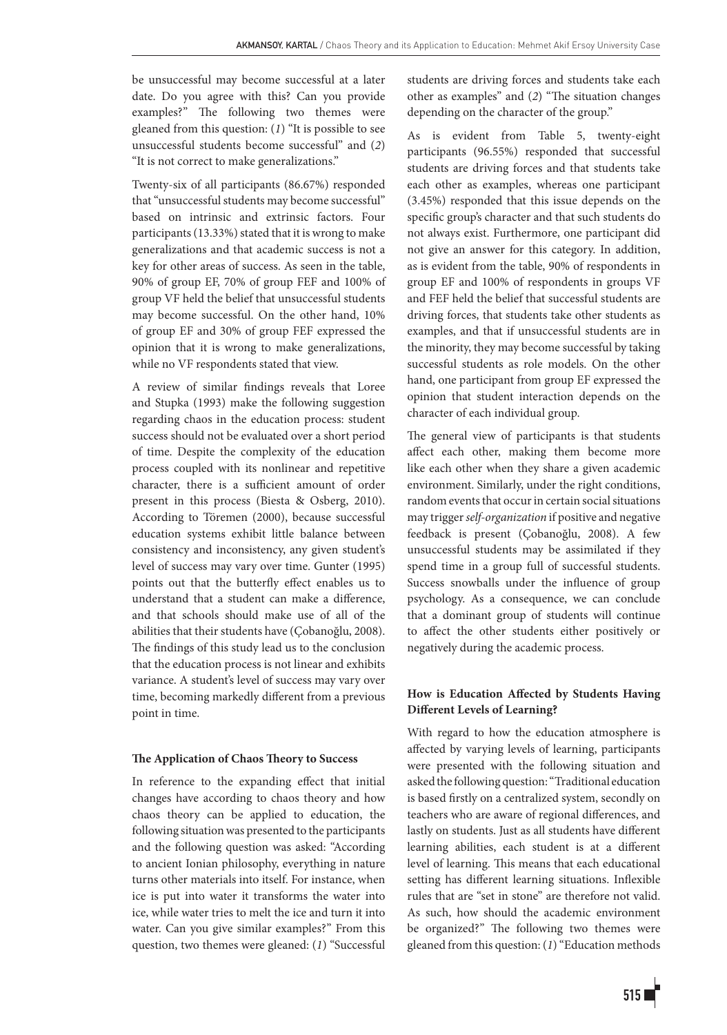be unsuccessful may become successful at a later date. Do you agree with this? Can you provide examples?" The following two themes were gleaned from this question: (*1*) "It is possible to see unsuccessful students become successful" and (*2*) "It is not correct to make generalizations."

Twenty-six of all participants (86.67%) responded that "unsuccessful students may become successful" based on intrinsic and extrinsic factors. Four participants (13.33%) stated that it is wrong to make generalizations and that academic success is not a key for other areas of success. As seen in the table, 90% of group EF, 70% of group FEF and 100% of group VF held the belief that unsuccessful students may become successful. On the other hand, 10% of group EF and 30% of group FEF expressed the opinion that it is wrong to make generalizations, while no VF respondents stated that view.

A review of similar findings reveals that Loree and Stupka (1993) make the following suggestion regarding chaos in the education process: student success should not be evaluated over a short period of time. Despite the complexity of the education process coupled with its nonlinear and repetitive character, there is a sufficient amount of order present in this process (Biesta & Osberg, 2010). According to Töremen (2000), because successful education systems exhibit little balance between consistency and inconsistency, any given student's level of success may vary over time. Gunter (1995) points out that the butterfly effect enables us to understand that a student can make a difference, and that schools should make use of all of the abilities that their students have (Çobanoğlu, 2008). The findings of this study lead us to the conclusion that the education process is not linear and exhibits variance. A student's level of success may vary over time, becoming markedly different from a previous point in time.

#### The Application of Chaos Theory to Success

In reference to the expanding effect that initial changes have according to chaos theory and how chaos theory can be applied to education, the following situation was presented to the participants and the following question was asked: "According to ancient Ionian philosophy, everything in nature turns other materials into itself. For instance, when ice is put into water it transforms the water into ice, while water tries to melt the ice and turn it into water. Can you give similar examples?" From this question, two themes were gleaned: (*1*) "Successful students are driving forces and students take each other as examples" and (*2*) "The situation changes depending on the character of the group."

As is evident from Table 5, twenty-eight participants (96.55%) responded that successful students are driving forces and that students take each other as examples, whereas one participant (3.45%) responded that this issue depends on the specific group's character and that such students do not always exist. Furthermore, one participant did not give an answer for this category. In addition, as is evident from the table, 90% of respondents in group EF and 100% of respondents in groups VF and FEF held the belief that successful students are driving forces, that students take other students as examples, and that if unsuccessful students are in the minority, they may become successful by taking successful students as role models. On the other hand, one participant from group EF expressed the opinion that student interaction depends on the character of each individual group.

The general view of participants is that students affect each other, making them become more like each other when they share a given academic environment. Similarly, under the right conditions, random events that occur in certain social situations may trigger *self-organization* if positive and negative feedback is present (Çobanoğlu, 2008). A few unsuccessful students may be assimilated if they spend time in a group full of successful students. Success snowballs under the influence of group psychology. As a consequence, we can conclude that a dominant group of students will continue to affect the other students either positively or negatively during the academic process.

#### How is Education Affected by Students Having Different Levels of Learning?

With regard to how the education atmosphere is affected by varying levels of learning, participants were presented with the following situation and asked the following question: "Traditional education is based firstly on a centralized system, secondly on teachers who are aware of regional differences, and lastly on students. Just as all students have different learning abilities, each student is at a different level of learning. This means that each educational setting has different learning situations. Inflexible rules that are "set in stone" are therefore not valid. As such, how should the academic environment be organized?" The following two themes were gleaned from this question: (*1*) "Education methods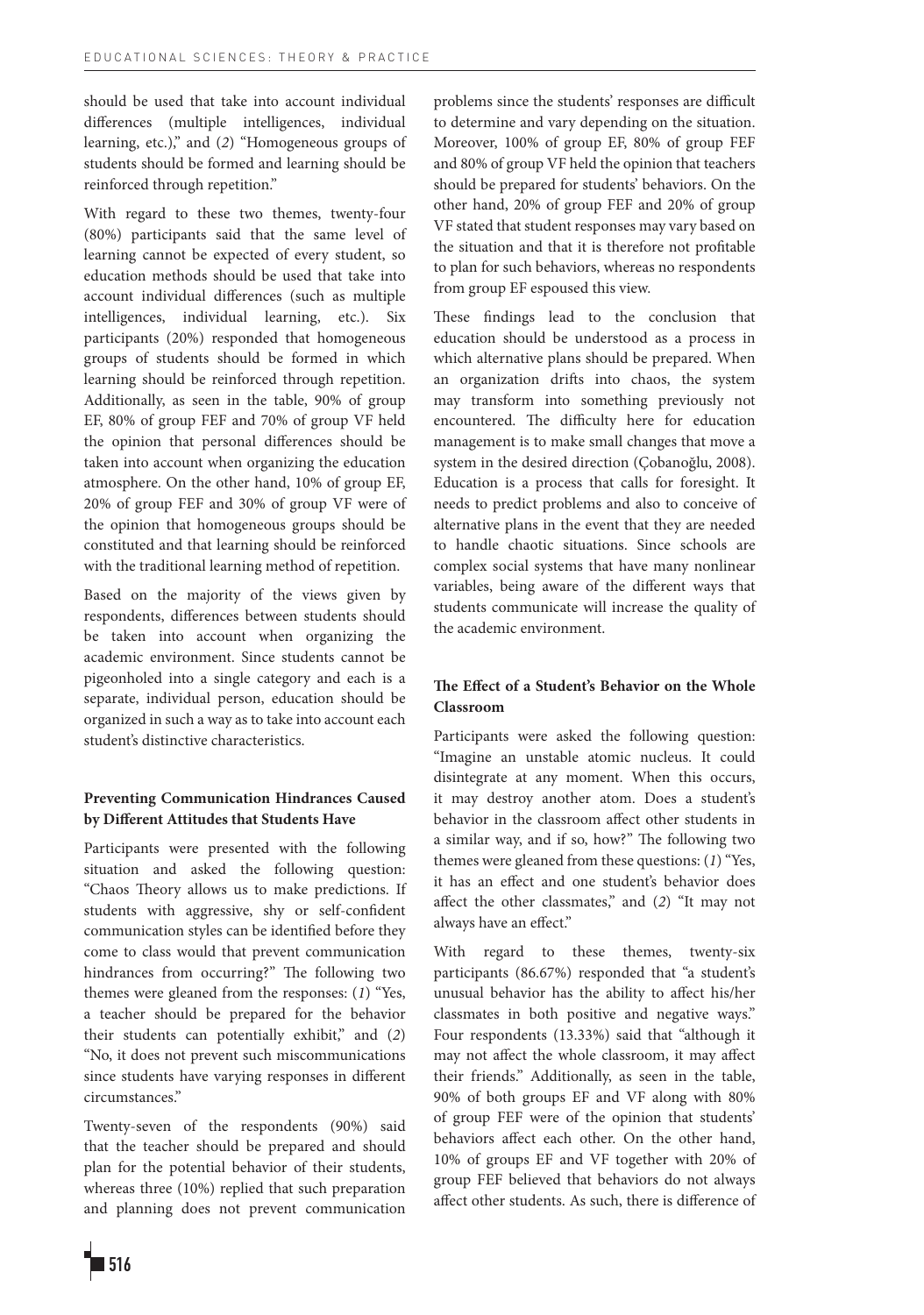should be used that take into account individual differences (multiple intelligences, individual learning, etc.)," and (*2*) "Homogeneous groups of students should be formed and learning should be reinforced through repetition."

With regard to these two themes, twenty-four (80%) participants said that the same level of learning cannot be expected of every student, so education methods should be used that take into account individual differences (such as multiple intelligences, individual learning, etc.). Six participants (20%) responded that homogeneous groups of students should be formed in which learning should be reinforced through repetition. Additionally, as seen in the table, 90% of group EF, 80% of group FEF and 70% of group VF held the opinion that personal differences should be taken into account when organizing the education atmosphere. On the other hand, 10% of group EF, 20% of group FEF and 30% of group VF were of the opinion that homogeneous groups should be constituted and that learning should be reinforced with the traditional learning method of repetition.

Based on the majority of the views given by respondents, differences between students should be taken into account when organizing the academic environment. Since students cannot be pigeonholed into a single category and each is a separate, individual person, education should be organized in such a way as to take into account each student's distinctive characteristics.

### Preventing Communication Hindrances Caused by Different Attitudes that Students Have

Participants were presented with the following situation and asked the following question: "Chaos Theory allows us to make predictions. If students with aggressive, shy or self-confident communication styles can be identified before they come to class would that prevent communication hindrances from occurring?" The following two themes were gleaned from the responses: (*1*) "Yes, a teacher should be prepared for the behavior their students can potentially exhibit," and (*2*) "No, it does not prevent such miscommunications since students have varying responses in different circumstances."

Twenty-seven of the respondents (90%) said that the teacher should be prepared and should plan for the potential behavior of their students, whereas three (10%) replied that such preparation and planning does not prevent communication problems since the students' responses are difficult to determine and vary depending on the situation. Moreover, 100% of group EF, 80% of group FEF and 80% of group VF held the opinion that teachers should be prepared for students' behaviors. On the other hand, 20% of group FEF and 20% of group VF stated that student responses may vary based on the situation and that it is therefore not profitable to plan for such behaviors, whereas no respondents from group EF espoused this view.

These findings lead to the conclusion that education should be understood as a process in which alternative plans should be prepared. When an organization drifts into chaos, the system may transform into something previously not encountered. The difficulty here for education management is to make small changes that move a system in the desired direction (Çobanoğlu, 2008). Education is a process that calls for foresight. It needs to predict problems and also to conceive of alternative plans in the event that they are needed to handle chaotic situations. Since schools are complex social systems that have many nonlinear variables, being aware of the different ways that students communicate will increase the quality of the academic environment.

### The Effect of a Student's Behavior on the Whole Classroom

Participants were asked the following question: "Imagine an unstable atomic nucleus. It could disintegrate at any moment. When this occurs, it may destroy another atom. Does a student's behavior in the classroom affect other students in a similar way, and if so, how?" The following two themes were gleaned from these questions: (*1*) "Yes, it has an effect and one student's behavior does affect the other classmates," and (*2*) "It may not always have an effect."

With regard to these themes, twenty-six participants (86.67%) responded that "a student's unusual behavior has the ability to affect his/her classmates in both positive and negative ways." Four respondents (13.33%) said that "although it may not affect the whole classroom, it may affect their friends." Additionally, as seen in the table, 90% of both groups EF and VF along with 80% of group FEF were of the opinion that students' behaviors affect each other. On the other hand, 10% of groups EF and VF together with 20% of group FEF believed that behaviors do not always affect other students. As such, there is difference of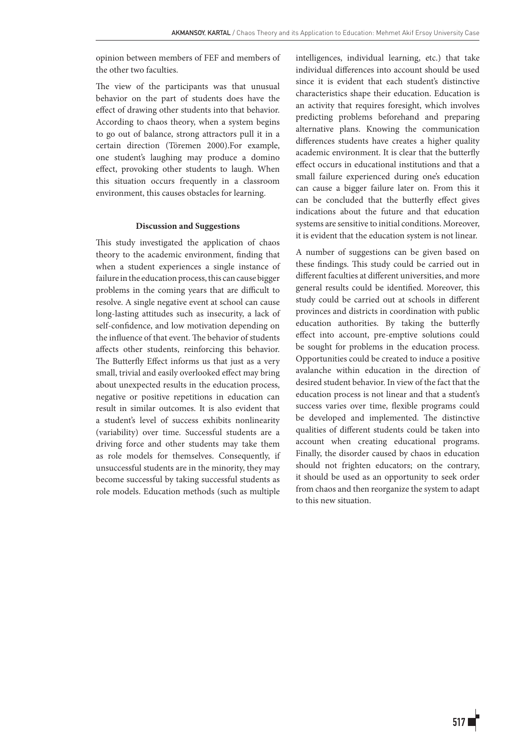opinion between members of FEF and members of the other two faculties.

The view of the participants was that unusual behavior on the part of students does have the effect of drawing other students into that behavior. According to chaos theory, when a system begins to go out of balance, strong attractors pull it in a certain direction (Töremen 2000).For example, one student's laughing may produce a domino effect, provoking other students to laugh. When this situation occurs frequently in a classroom environment, this causes obstacles for learning.

### Discussion and Suggestions

This study investigated the application of chaos theory to the academic environment, finding that when a student experiences a single instance of failure in the education process, this can cause bigger problems in the coming years that are difficult to resolve. A single negative event at school can cause long-lasting attitudes such as insecurity, a lack of self-confidence, and low motivation depending on the influence of that event. The behavior of students affects other students, reinforcing this behavior. The Butterfly Effect informs us that just as a very small, trivial and easily overlooked effect may bring about unexpected results in the education process, negative or positive repetitions in education can result in similar outcomes. It is also evident that a student's level of success exhibits nonlinearity (variability) over time. Successful students are a driving force and other students may take them as role models for themselves. Consequently, if unsuccessful students are in the minority, they may become successful by taking successful students as role models. Education methods (such as multiple intelligences, individual learning, etc.) that take individual differences into account should be used since it is evident that each student's distinctive characteristics shape their education. Education is an activity that requires foresight, which involves predicting problems beforehand and preparing alternative plans. Knowing the communication differences students have creates a higher quality academic environment. It is clear that the butterfly effect occurs in educational institutions and that a small failure experienced during one's education can cause a bigger failure later on. From this it can be concluded that the butterfly effect gives indications about the future and that education systems are sensitive to initial conditions. Moreover, it is evident that the education system is not linear.

A number of suggestions can be given based on these findings. This study could be carried out in different faculties at different universities, and more general results could be identified. Moreover, this study could be carried out at schools in different provinces and districts in coordination with public education authorities. By taking the butterfly effect into account, pre-emptive solutions could be sought for problems in the education process. Opportunities could be created to induce a positive avalanche within education in the direction of desired student behavior. In view of the fact that the education process is not linear and that a student's success varies over time, flexible programs could be developed and implemented. The distinctive qualities of different students could be taken into account when creating educational programs. Finally, the disorder caused by chaos in education should not frighten educators; on the contrary, it should be used as an opportunity to seek order from chaos and then reorganize the system to adapt to this new situation.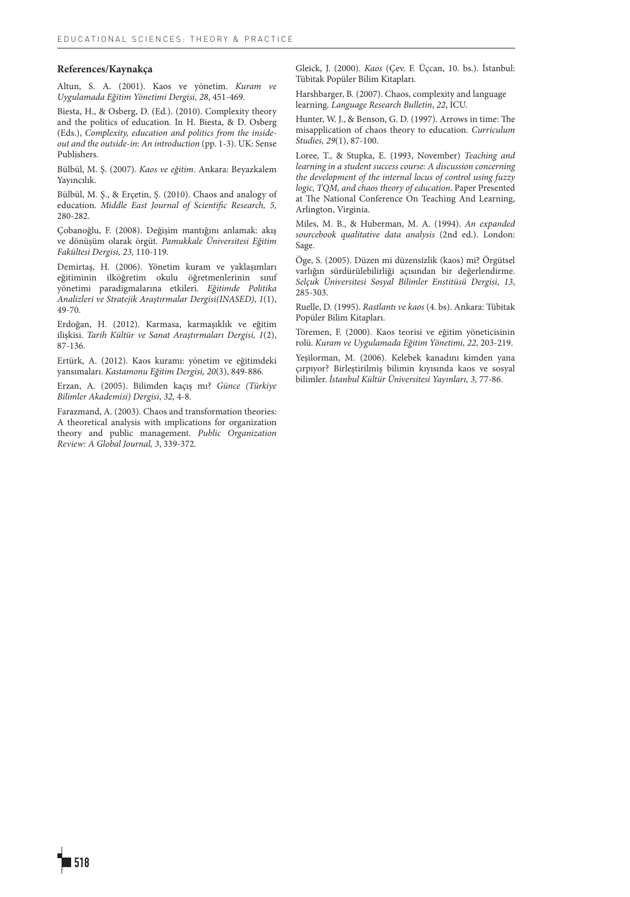### References/Kaynakça

Altun, S. A. (2001). Kaos ve yönetim. *Kuram ve Uygulamada Eğitim Yönetimi Dergisi, 28*, 451-469.

Biesta, H., & Osberg, D. (Ed.). (2010). Complexity theory and the politics of education. In H. Biesta, & D. Osberg (Eds.), *Complexity, education and politics from the inside-out and the outside-in*: *An introduction* (pp. 1-3). UK: Sense Publishers.

Bülbül, M. Ş. (2007). *Kaos ve eğitim*. Ankara: Beyazkalem Yayıncılık.

Bülbül, M. Ş., & Erçetin, Ş. (2010). Chaos and analogy of education. *Middle East Journal of Scientific Research, 5,* 280-282.

Çobanoğlu, F. (2008). Değişim mantığını anlamak: akış ve dönüşüm olarak örgüt. *Pamukkale Üniversitesi Eğitim Fakültesi Dergisi, 23,* 110-119.

Demirtaş, H. (2006). Yönetim kuram ve yaklaşımları eğitiminin ilköğretim okulu öğretmenlerinin sınıf yönetimi paradigmalarına etkileri. *Eğitimde Politika Analizleri ve Stratejik Araştırmalar Dergisi(INASED)*, *1*(1), 49-70.

Erdoğan, H. (2012). Karmasa, karmaşıklık ve eğitim ilişkisi. *Tarih Kültür ve Sanat Araştırmaları Dergisi, 1*(2), 87-136.

Ertürk, A. (2012). Kaos kuramı: yönetim ve eğitimdeki yansımaları. *Kastamonu Eğitim Dergisi, 20*(3), 849-886.

Erzan, A. (2005). Bilimden kaçış mı? *Günce (Türkiye Bilimler Akademisi) Dergisi*, *32,* 4-8.

Farazmand, A. (2003). Chaos and transformation theories: A theoretical analysis with ımplications for organization theory and public management. *Public Organization Review: A Global Journal, 3*, 339-372.

Gleick, J. (2000). *Kaos* (Çev. F. Üçcan, 10. bs.). İstanbul: Tübitak Popüler Bilim Kitapları.

Harshbarger, B. (2007). Chaos, complexity and language learning. *Language Research Bulletin*, *22*, ICU.

Hunter, W. J., & Benson, G. D. (1997). Arrows in time: The misapplication of chaos theory to education. *Curriculum Studies, 29*(1), 87-100.

Loree, T., & Stupka, E. (1993, November) *Teaching and learning in a student success course: A discussion concerning the development of the internal locus of control using fuzzy logic, TQM, and chaos theory of education*. Paper Presented at The National Conference On Teaching And Learning, Arlington, Virginia.

Miles, M. B., & Huberman, M. A. (1994). *An expanded sourcebook qualitative data analysis* (2nd ed.). London: Sage.

Öge, S. (2005). Düzen mi düzensizlik (kaos) mi? Örgütsel varlığın sürdürülebilirliği açısından bir değerlendirme. *Selçuk Üniversitesi Sosyal Bilimler Enstitüsü Dergisi*, *13*, 285-303.

Ruelle, D. (1995). *Rastlantı ve kaos* (4. bs). Ankara: Tübitak Popüler Bilim Kitapları.

Töremen, F. (2000). Kaos teorisi ve eğitim yöneticisinin rolü. *Kuram ve Uygulamada Eğitim Yönetimi, 22*, 203-219.

Yeşilorman, M. (2006). Kelebek kanadını kimden yana çırpıyor? Birleştirilmiş bilimin kıyısında kaos ve sosyal bilimler. *İstanbul Kültür Üniversitesi Yayınları, 3,* 77-86.